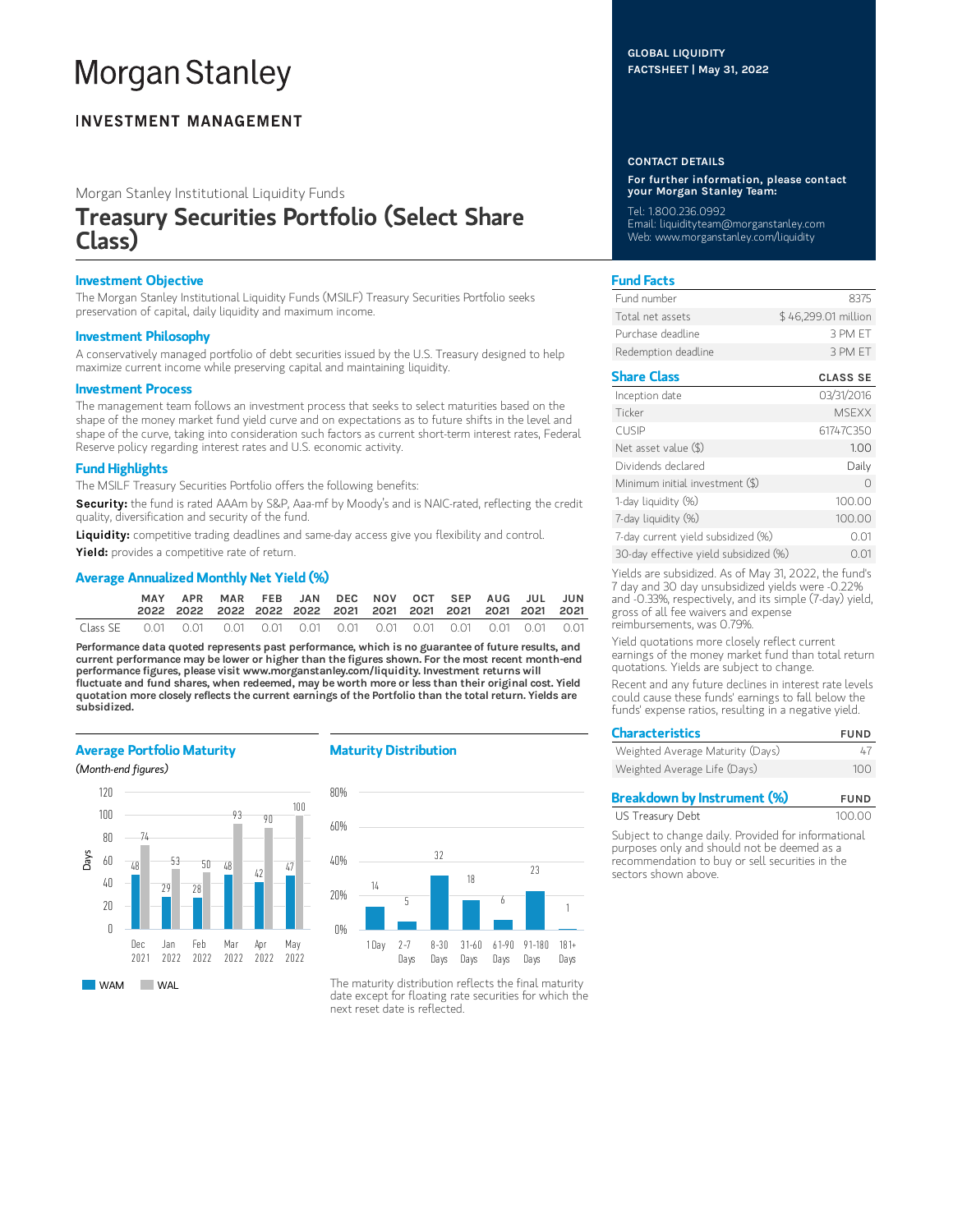# Morgan Stanley

## INVESTMENT MANAGEMENT

Morgan Stanley Institutional Liquidity Funds

# Treasury Securities Portfolio (Select Share Class)

GLOBAL LIQUIDITY FACTSHEET | May 31, 2022

### Investment Objective

The Morgan Stanley Institutional Liquidity Funds (MSILF) Treasury Securities Portfolio seeks preservation of capital, daily liquidity and maximum income.

### Investment Philosophy

A conservatively managed portfolio of debt securities issued by the U.S. Treasury designed to help maximize current income while preserving capital and maintaining liquidity.

### Investment Process

The management team follows an investment process that seeks to select maturities based on the shape of the money market fund yield curve and on expectations as to future shifts in the level and shape of the curve, taking into consideration such factors as current short-term interest rates, Federal Reserve policy regarding interest rates and U.S. economic activity.

### Fund Highlights

The MSILF Treasury Securities Portfolio offers the following benefits:

**Security:** the fund is rated AAAm by S&P, Aaa-mf by Moody's and is NAIC-rated, reflecting the credit quality, diversification and security of the fund.

**Liquidity:** competitive trading deadlines and same-day access give you flexibility and control.

**Yield:** provides a competitive rate of return.

### Average Annualized Monthly Net Yield (%)

| | MAY 2022 | APR 2022 | MAR 2022 | FEB 2022 | JAN 2022 | DEC 2021 | NOV 2021 | OCT 2021 | SEP 2021 | AUG 2021 | JUL 2021 | JUN 2021 |
|---|---|---|---|---|---|---|---|---|---|---|---|---|
| Class SE | 0.01 | 0.01 | 0.01 | 0.01 | 0.01 | 0.01 | 0.01 | 0.01 | 0.01 | 0.01 | 0.01 | 0.01 |

**Performance data quoted represents past performance, which is no guarantee of future results, and current performance may be lower or higher than the figures shown. For the most recent month-end performance figures, please visit www.morganstanley.com/liquidity. Investment returns will fluctuate and fund shares, when redeemed, may be worth more or less than their original cost. Yield quotation more closely reflects the current earnings of the Portfolio than the total return. Yields are subsidized.**

### Average Portfolio Maturity

*(Month-end figures)*

| Days | Dec 2021 | Jan 2022 | Feb 2022 | Mar 2022 | Apr 2022 | May 2022 |
|---|---|---|---|---|---|---|
| WAM | 48 | 29 | 28 | 48 | 42 | 47 |
| WAL | 74 | 53 | 50 | 93 | 90 | 100 |

### Maturity Distribution

| 1 Day | 2-7 Days | 8-30 Days | 31-60 Days | 61-90 Days | 91-180 Days | 181+ Days |
|---|---|---|---|---|---|---|
| 14 | 5 | 32 | 18 | 6 | 23 | 1 |

The maturity distribution reflects the final maturity date except for floating rate securities for which the next reset date is reflected.

### CONTACT DETAILS

**For further information, please contact your Morgan Stanley Team:**

Tel: 1.800.236.0992
Email: liquidityteam@morganstanley.com
Web: www.morganstanley.com/liquidity

### Fund Facts

| | |
|---|---|
| Fund number | 8375 |
| Total net assets | $ 46,299.01 million |
| Purchase deadline | 3 PM ET |
| Redemption deadline | 3 PM ET |

### Share Class

| | CLASS SE |
|---|---|
| Inception date | 03/31/2016 |
| Ticker | MSEXX |
| CUSIP | 61747C350 |
| Net asset value ($) | 1.00 |
| Dividends declared | Daily |
| Minimum initial investment ($) | 0 |
| 1-day liquidity (%) | 100.00 |
| 7-day liquidity (%) | 100.00 |
| 7-day current yield subsidized (%) | 0.01 |
| 30-day effective yield subsidized (%) | 0.01 |

Yields are subsidized. As of May 31, 2022, the fund's 7 day and 30 day unsubsidized yields were -0.22% and -0.33%, respectively, and its simple (7-day) yield, gross of all fee waivers and expense reimbursements, was 0.79%.

Yield quotations more closely reflect current earnings of the money market fund than total return quotations. Yields are subject to change.

Recent and any future declines in interest rate levels could cause these funds' earnings to fall below the funds' expense ratios, resulting in a negative yield.

### Characteristics

| | FUND |
|---|---|
| Weighted Average Maturity (Days) | 47 |
| Weighted Average Life (Days) | 100 |

### Breakdown by Instrument (%)

| | FUND |
|---|---|
| US Treasury Debt | 100.00 |

Subject to change daily. Provided for informational purposes only and should not be deemed as a recommendation to buy or sell securities in the sectors shown above.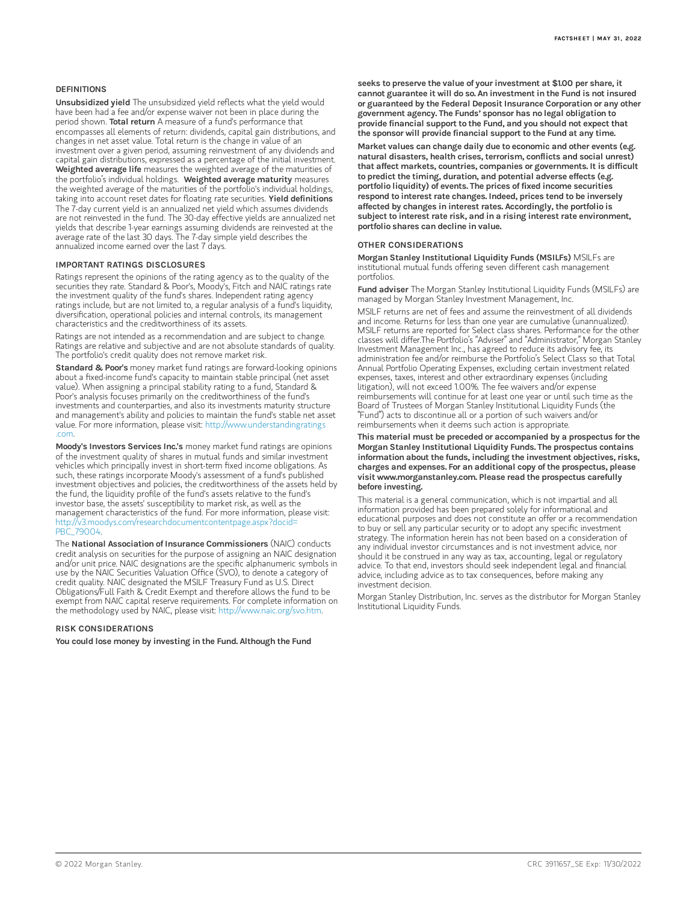## DEFINITIONS

**Unsubsidized yield** The unsubsidized yield reflects what the yield would have been had a fee and/or expense waiver not been in place during the period shown. **Total return** A measure of a fund's performance that encompasses all elements of return: dividends, capital gain distributions, and changes in net asset value. Total return is the change in value of an investment over a given period, assuming reinvestment of any dividends and capital gain distributions, expressed as a percentage of the initial investment. **Weighted average life** measures the weighted average of the maturities of the portfolio's individual holdings. **Weighted average maturity** measures the weighted average of the maturities of the portfolio's individual holdings, taking into account reset dates for floating rate securities. **Yield definitions** The 7-day current yield is an annualized net yield which assumes dividends are not reinvested in the fund. The 30-day effective yields are annualized net yields that describe 1-year earnings assuming dividends are reinvested at the average rate of the last 30 days. The 7-day simple yield describes the annualized income earned over the last 7 days.

## IMPORTANT RATINGS DISCLOSURES

Ratings represent the opinions of the rating agency as to the quality of the securities they rate. Standard & Poor's, Moody's, Fitch and NAIC ratings rate the investment quality of the fund's shares. Independent rating agency ratings include, but are not limited to, a regular analysis of a fund's liquidity, diversification, operational policies and internal controls, its management characteristics and the creditworthiness of its assets.

Ratings are not intended as a recommendation and are subject to change. Ratings are relative and subjective and are not absolute standards of quality. The portfolio's credit quality does not remove market risk.

**Standard & Poor's** money market fund ratings are forward-looking opinions about a fixed-income fund's capacity to maintain stable principal (net asset value). When assigning a principal stability rating to a fund, Standard & Poor's analysis focuses primarily on the creditworthiness of the fund's investments and counterparties, and also its investments maturity structure and management's ability and policies to maintain the fund's stable net asset value. For more information, please visit: http://www.understandingratings.com.

**Moody's Investors Services Inc.'s** money market fund ratings are opinions of the investment quality of shares in mutual funds and similar investment vehicles which principally invest in short-term fixed income obligations. As such, these ratings incorporate Moody's assessment of a fund's published investment objectives and policies, the creditworthiness of the assets held by the fund, the liquidity profile of the fund's assets relative to the fund's investor base, the assets' susceptibility to market risk, as well as the management characteristics of the fund. For more information, please visit: http://v3.moodys.com/researchdocumentcontentpage.aspx?docid=PBC_79004.

The **National Association of Insurance Commissioners** (NAIC) conducts credit analysis on securities for the purpose of assigning an NAIC designation and/or unit price. NAIC designations are the specific alphanumeric symbols in use by the NAIC Securities Valuation Office (SVO), to denote a category of credit quality. NAIC designated the MSILF Treasury Fund as U.S. Direct Obligations/Full Faith & Credit Exempt and therefore allows the fund to be exempt from NAIC capital reserve requirements. For complete information on the methodology used by NAIC, please visit: http://www.naic.org/svo.htm.

## RISK CONSIDERATIONS

**You could lose money by investing in the Fund. Although the Fund seeks to preserve the value of your investment at $1.00 per share, it cannot guarantee it will do so. An investment in the Fund is not insured or guaranteed by the Federal Deposit Insurance Corporation or any other government agency. The Funds' sponsor has no legal obligation to provide financial support to the Fund, and you should not expect that the sponsor will provide financial support to the Fund at any time.**

**Market values can change daily due to economic and other events (e.g. natural disasters, health crises, terrorism, conflicts and social unrest) that affect markets, countries, companies or governments. It is difficult to predict the timing, duration, and potential adverse effects (e.g. portfolio liquidity) of events. The prices of fixed income securities respond to interest rate changes. Indeed, prices tend to be inversely affected by changes in interest rates. Accordingly, the portfolio is subject to interest rate risk, and in a rising interest rate environment, portfolio shares can decline in value.**

## OTHER CONSIDERATIONS

**Morgan Stanley Institutional Liquidity Funds (MSILFs)** MSILFs are institutional mutual funds offering seven different cash management portfolios.

**Fund adviser** The Morgan Stanley Institutional Liquidity Funds (MSILFs) are managed by Morgan Stanley Investment Management, Inc.

MSILF returns are net of fees and assume the reinvestment of all dividends and income. Returns for less than one year are cumulative (unannualized). MSILF returns are reported for Select class shares. Performance for the other classes will differ.The Portfolio's "Adviser" and "Administrator," Morgan Stanley Investment Management Inc., has agreed to reduce its advisory fee, its administration fee and/or reimburse the Portfolio's Select Class so that Total Annual Portfolio Operating Expenses, excluding certain investment related expenses, taxes, interest and other extraordinary expenses (including litigation), will not exceed 1.00%. The fee waivers and/or expense reimbursements will continue for at least one year or until such time as the Board of Trustees of Morgan Stanley Institutional Liquidity Funds (the "Fund") acts to discontinue all or a portion of such waivers and/or reimbursements when it deems such action is appropriate.

**This material must be preceded or accompanied by a prospectus for the Morgan Stanley Institutional Liquidity Funds. The prospectus contains information about the funds, including the investment objectives, risks, charges and expenses. For an additional copy of the prospectus, please visit www.morganstanley.com. Please read the prospectus carefully before investing.**

This material is a general communication, which is not impartial and all information provided has been prepared solely for informational and educational purposes and does not constitute an offer or a recommendation to buy or sell any particular security or to adopt any specific investment strategy. The information herein has not been based on a consideration of any individual investor circumstances and is not investment advice, nor should it be construed in any way as tax, accounting, legal or regulatory advice. To that end, investors should seek independent legal and financial advice, including advice as to tax consequences, before making any investment decision.

Morgan Stanley Distribution, Inc. serves as the distributor for Morgan Stanley Institutional Liquidity Funds.

© 2022 Morgan Stanley. CRC 3911657_SE Exp: 11/30/2022